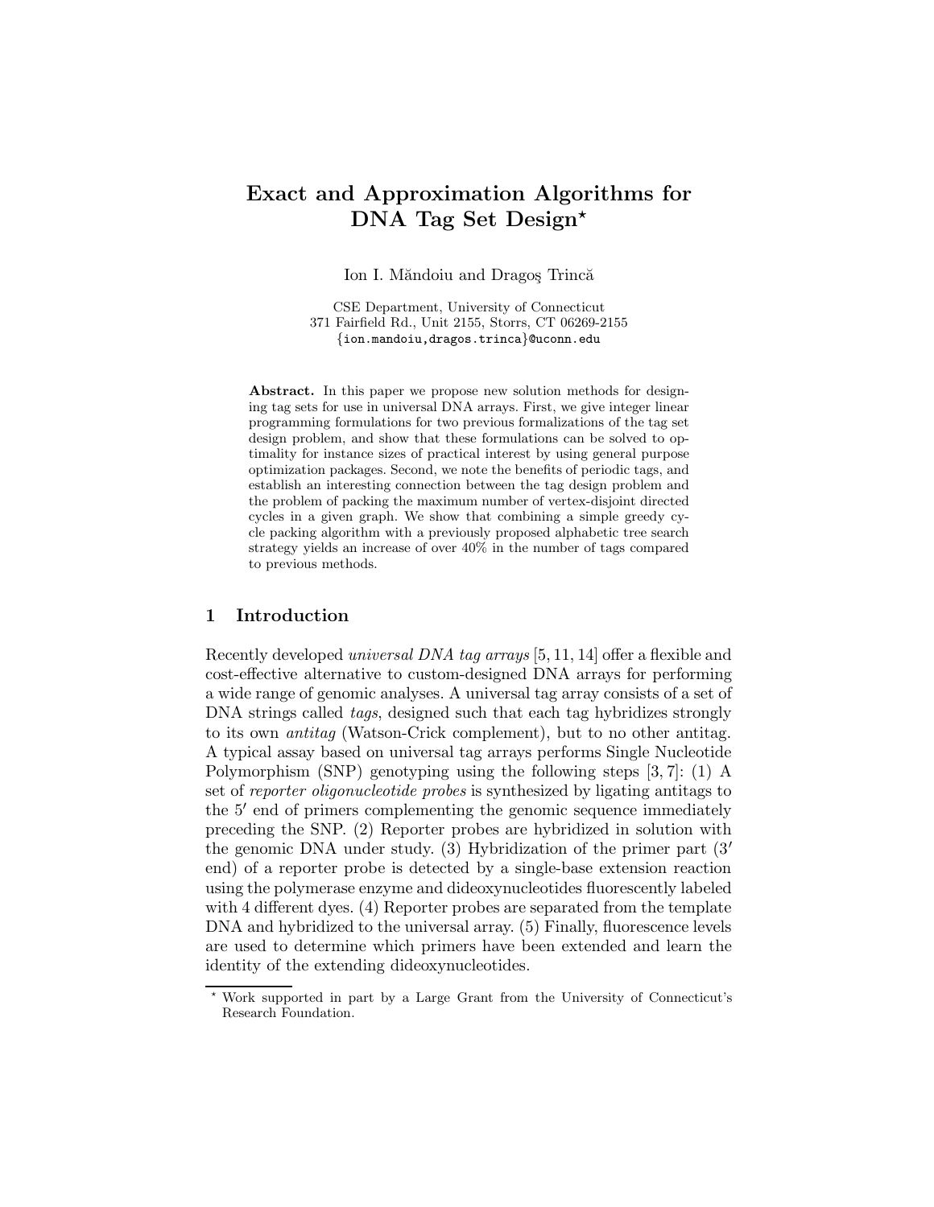# Exact and Approximation Algorithms for DNA Tag Set Design*

Ion I. Măndoiu and Dragoş Trincă

CSE Department, University of Connecticut
371 Fairfield Rd., Unit 2155, Storrs, CT 06269-2155
{ion.mandoiu,dragos.trinca}@uconn.edu

**Abstract.** In this paper we propose new solution methods for designing tag sets for use in universal DNA arrays. First, we give integer linear programming formulations for two previous formalizations of the tag set design problem, and show that these formulations can be solved to optimality for instance sizes of practical interest by using general purpose optimization packages. Second, we note the benefits of periodic tags, and establish an interesting connection between the tag design problem and the problem of packing the maximum number of vertex-disjoint directed cycles in a given graph. We show that combining a simple greedy cycle packing algorithm with a previously proposed alphabetic tree search strategy yields an increase of over 40% in the number of tags compared to previous methods.

## 1 Introduction

Recently developed *universal DNA tag arrays* [5, 11, 14] offer a flexible and cost-effective alternative to custom-designed DNA arrays for performing a wide range of genomic analyses. A universal tag array consists of a set of DNA strings called *tags*, designed such that each tag hybridizes strongly to its own *antitag* (Watson-Crick complement), but to no other antitag. A typical assay based on universal tag arrays performs Single Nucleotide Polymorphism (SNP) genotyping using the following steps [3, 7]: (1) A set of *reporter oligonucleotide probes* is synthesized by ligating antitags to the $5'$ end of primers complementing the genomic sequence immediately preceding the SNP. (2) Reporter probes are hybridized in solution with the genomic DNA under study. (3) Hybridization of the primer part ($3'$ end) of a reporter probe is detected by a single-base extension reaction using the polymerase enzyme and dideoxynucleotides fluorescently labeled with 4 different dyes. (4) Reporter probes are separated from the template DNA and hybridized to the universal array. (5) Finally, fluorescence levels are used to determine which primers have been extended and learn the identity of the extending dideoxynucleotides.

* Work supported in part by a Large Grant from the University of Connecticut's Research Foundation.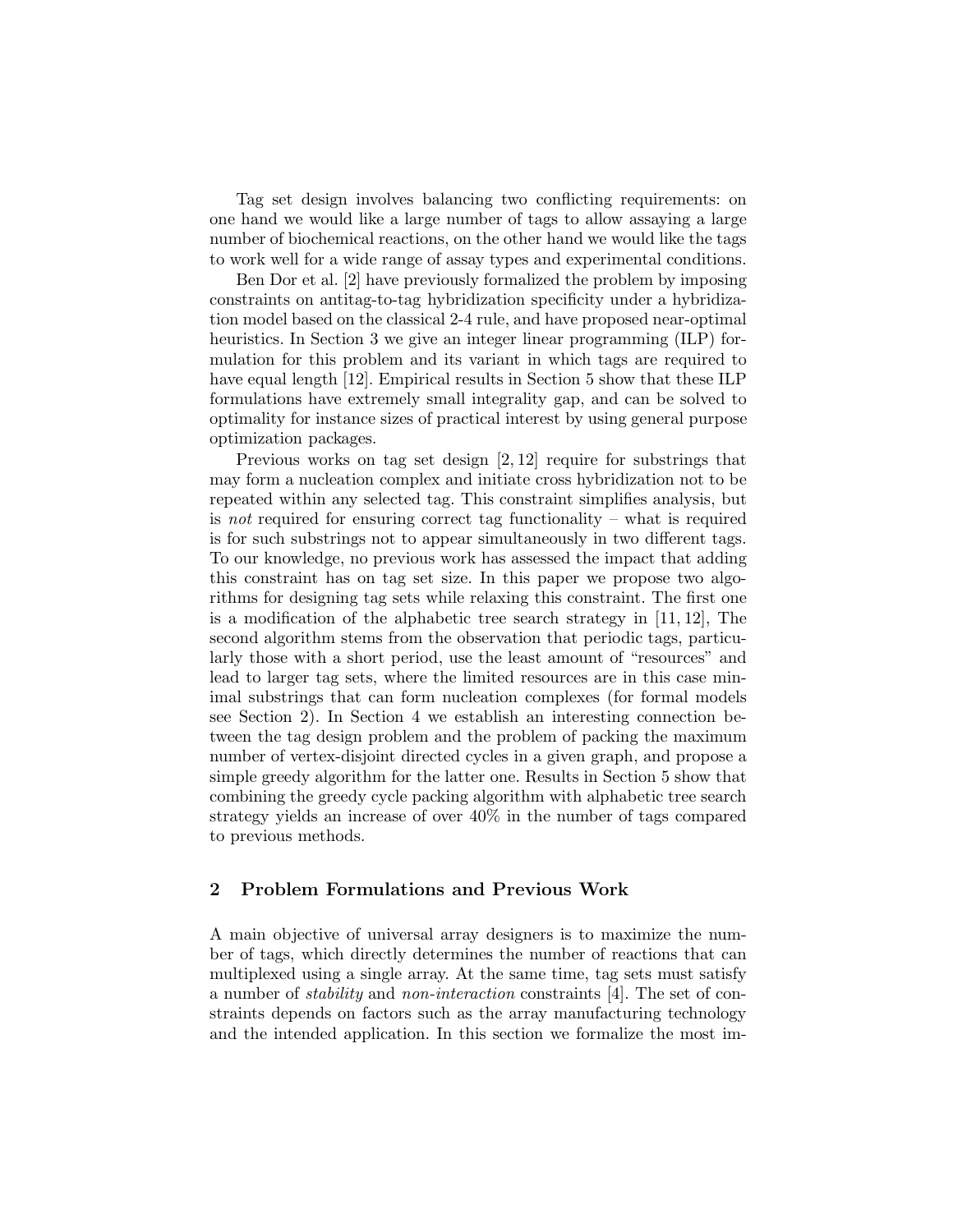Tag set design involves balancing two conflicting requirements: on one hand we would like a large number of tags to allow assaying a large number of biochemical reactions, on the other hand we would like the tags to work well for a wide range of assay types and experimental conditions.

Ben Dor et al. [2] have previously formalized the problem by imposing constraints on antitag-to-tag hybridization specificity under a hybridization model based on the classical 2-4 rule, and have proposed near-optimal heuristics. In Section 3 we give an integer linear programming (ILP) formulation for this problem and its variant in which tags are required to have equal length [12]. Empirical results in Section 5 show that these ILP formulations have extremely small integrality gap, and can be solved to optimality for instance sizes of practical interest by using general purpose optimization packages.

Previous works on tag set design [2, 12] require for substrings that may form a nucleation complex and initiate cross hybridization not to be repeated within any selected tag. This constraint simplifies analysis, but is *not* required for ensuring correct tag functionality – what is required is for such substrings not to appear simultaneously in two different tags. To our knowledge, no previous work has assessed the impact that adding this constraint has on tag set size. In this paper we propose two algorithms for designing tag sets while relaxing this constraint. The first one is a modification of the alphabetic tree search strategy in [11, 12], The second algorithm stems from the observation that periodic tags, particularly those with a short period, use the least amount of "resources" and lead to larger tag sets, where the limited resources are in this case minimal substrings that can form nucleation complexes (for formal models see Section 2). In Section 4 we establish an interesting connection between the tag design problem and the problem of packing the maximum number of vertex-disjoint directed cycles in a given graph, and propose a simple greedy algorithm for the latter one. Results in Section 5 show that combining the greedy cycle packing algorithm with alphabetic tree search strategy yields an increase of over 40% in the number of tags compared to previous methods.

## 2 Problem Formulations and Previous Work

A main objective of universal array designers is to maximize the number of tags, which directly determines the number of reactions that can multiplexed using a single array. At the same time, tag sets must satisfy a number of *stability* and *non-interaction* constraints [4]. The set of constraints depends on factors such as the array manufacturing technology and the intended application. In this section we formalize the most im-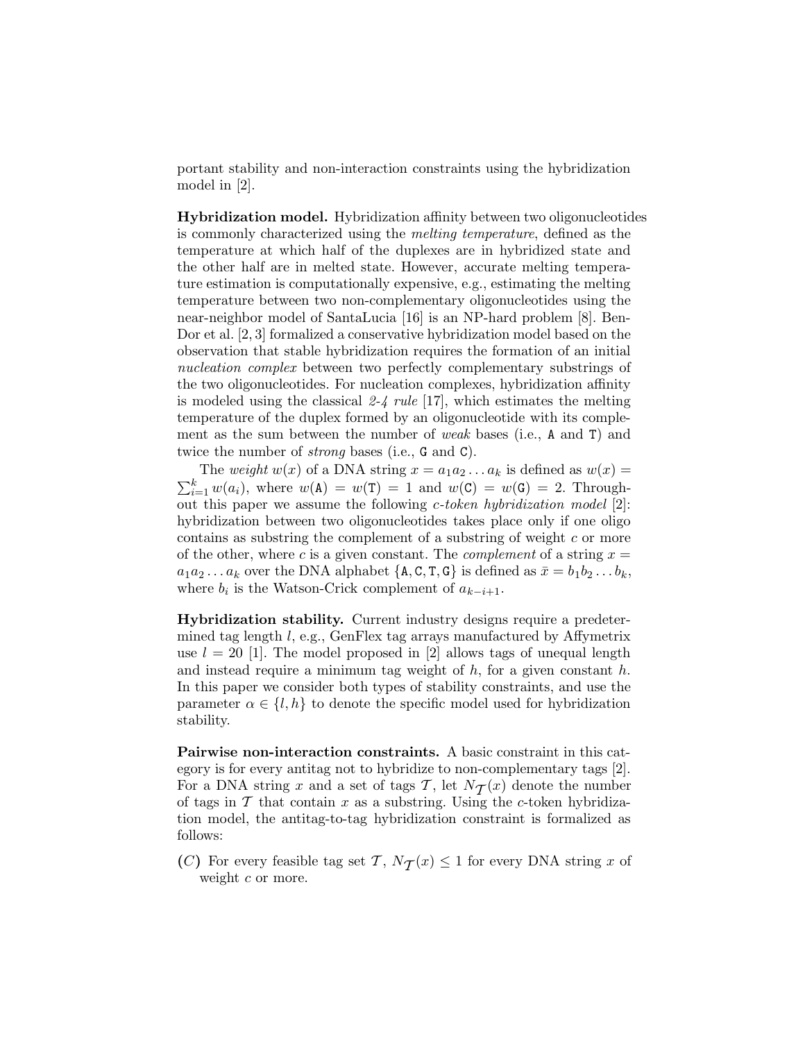portant stability and non-interaction constraints using the hybridization model in [2].

**Hybridization model.** Hybridization affinity between two oligonucleotides is commonly characterized using the *melting temperature*, defined as the temperature at which half of the duplexes are in hybridized state and the other half are in melted state. However, accurate melting temperature estimation is computationally expensive, e.g., estimating the melting temperature between two non-complementary oligonucleotides using the near-neighbor model of SantaLucia [16] is an NP-hard problem [8]. Ben-Dor et al. [2, 3] formalized a conservative hybridization model based on the observation that stable hybridization requires the formation of an initial *nucleation complex* between two perfectly complementary substrings of the two oligonucleotides. For nucleation complexes, hybridization affinity is modeled using the classical *2-4 rule* [17], which estimates the melting temperature of the duplex formed by an oligonucleotide with its complement as the sum between the number of *weak* bases (i.e., A and T) and twice the number of *strong* bases (i.e., G and C).

The *weight* $w(x)$ of a DNA string $x = a_1 a_2 \dots a_k$ is defined as $w(x) = \sum_{i=1}^{k} w(a_i)$, where $w(\texttt{A}) = w(\texttt{T}) = 1$ and $w(\texttt{C}) = w(\texttt{G}) = 2$. Throughout this paper we assume the following *c-token hybridization model* [2]: hybridization between two oligonucleotides takes place only if one oligo contains as substring the complement of a substring of weight $c$ or more of the other, where $c$ is a given constant. The *complement* of a string $x = a_1 a_2 \dots a_k$ over the DNA alphabet $\{\texttt{A}, \texttt{C}, \texttt{T}, \texttt{G}\}$ is defined as $\bar{x} = b_1 b_2 \dots b_k$, where $b_i$ is the Watson-Crick complement of $a_{k-i+1}$.

**Hybridization stability.** Current industry designs require a predetermined tag length $l$, e.g., GenFlex tag arrays manufactured by Affymetrix use $l = 20$ [1]. The model proposed in [2] allows tags of unequal length and instead require a minimum tag weight of $h$, for a given constant $h$. In this paper we consider both types of stability constraints, and use the parameter $\alpha \in \{l, h\}$ to denote the specific model used for hybridization stability.

**Pairwise non-interaction constraints.** A basic constraint in this category is for every antitag not to hybridize to non-complementary tags [2]. For a DNA string $x$ and a set of tags $\mathcal{T}$, let $N_{\mathcal{T}}(x)$ denote the number of tags in $\mathcal{T}$ that contain $x$ as a substring. Using the $c$-token hybridization model, the antitag-to-tag hybridization constraint is formalized as follows:

**(C)** For every feasible tag set $\mathcal{T}$, $N_{\mathcal{T}}(x) \leq 1$ for every DNA string $x$ of weight $c$ or more.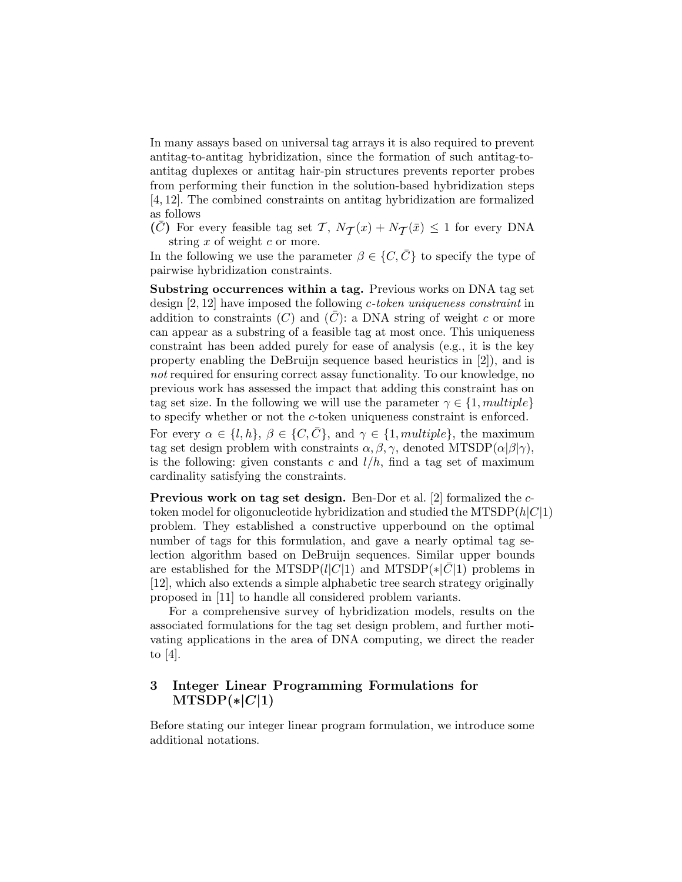In many assays based on universal tag arrays it is also required to prevent antitag-to-antitag hybridization, since the formation of such antitag-to-antitag duplexes or antitag hair-pin structures prevents reporter probes from performing their function in the solution-based hybridization steps [4, 12]. The combined constraints on antitag hybridization are formalized as follows

**($\bar{C}$)** For every feasible tag set $\mathcal{T}$, $N_{\mathcal{T}}(x) + N_{\mathcal{T}}(\bar{x}) \leq 1$ for every DNA string $x$ of weight $c$ or more.

In the following we use the parameter $\beta \in \{C, \bar{C}\}$ to specify the type of pairwise hybridization constraints.

**Substring occurrences within a tag.** Previous works on DNA tag set design [2, 12] have imposed the following *c-token uniqueness constraint* in addition to constraints ($C$) and ($\bar{C}$): a DNA string of weight $c$ or more can appear as a substring of a feasible tag at most once. This uniqueness constraint has been added purely for ease of analysis (e.g., it is the key property enabling the DeBruijn sequence based heuristics in [2]), and is *not* required for ensuring correct assay functionality. To our knowledge, no previous work has assessed the impact that adding this constraint has on tag set size. In the following we will use the parameter $\gamma \in \{1, multiple\}$ to specify whether or not the $c$-token uniqueness constraint is enforced.

For every $\alpha \in \{l, h\}$, $\beta \in \{C, \bar{C}\}$, and $\gamma \in \{1, multiple\}$, the maximum tag set design problem with constraints $\alpha, \beta, \gamma$, denoted MTSDP($\alpha|\beta|\gamma$), is the following: given constants $c$ and $l/h$, find a tag set of maximum cardinality satisfying the constraints.

**Previous work on tag set design.** Ben-Dor et al. [2] formalized the $c$-token model for oligonucleotide hybridization and studied the MTSDP($h|C|1$) problem. They established a constructive upperbound on the optimal number of tags for this formulation, and gave a nearly optimal tag selection algorithm based on DeBruijn sequences. Similar upper bounds are established for the MTSDP($l|C|1$) and MTSDP($*|\bar{C}|1$) problems in [12], which also extends a simple alphabetic tree search strategy originally proposed in [11] to handle all considered problem variants.

For a comprehensive survey of hybridization models, results on the associated formulations for the tag set design problem, and further motivating applications in the area of DNA computing, we direct the reader to [4].

## 3 Integer Linear Programming Formulations for MTSDP($*|C|1$)

Before stating our integer linear program formulation, we introduce some additional notations.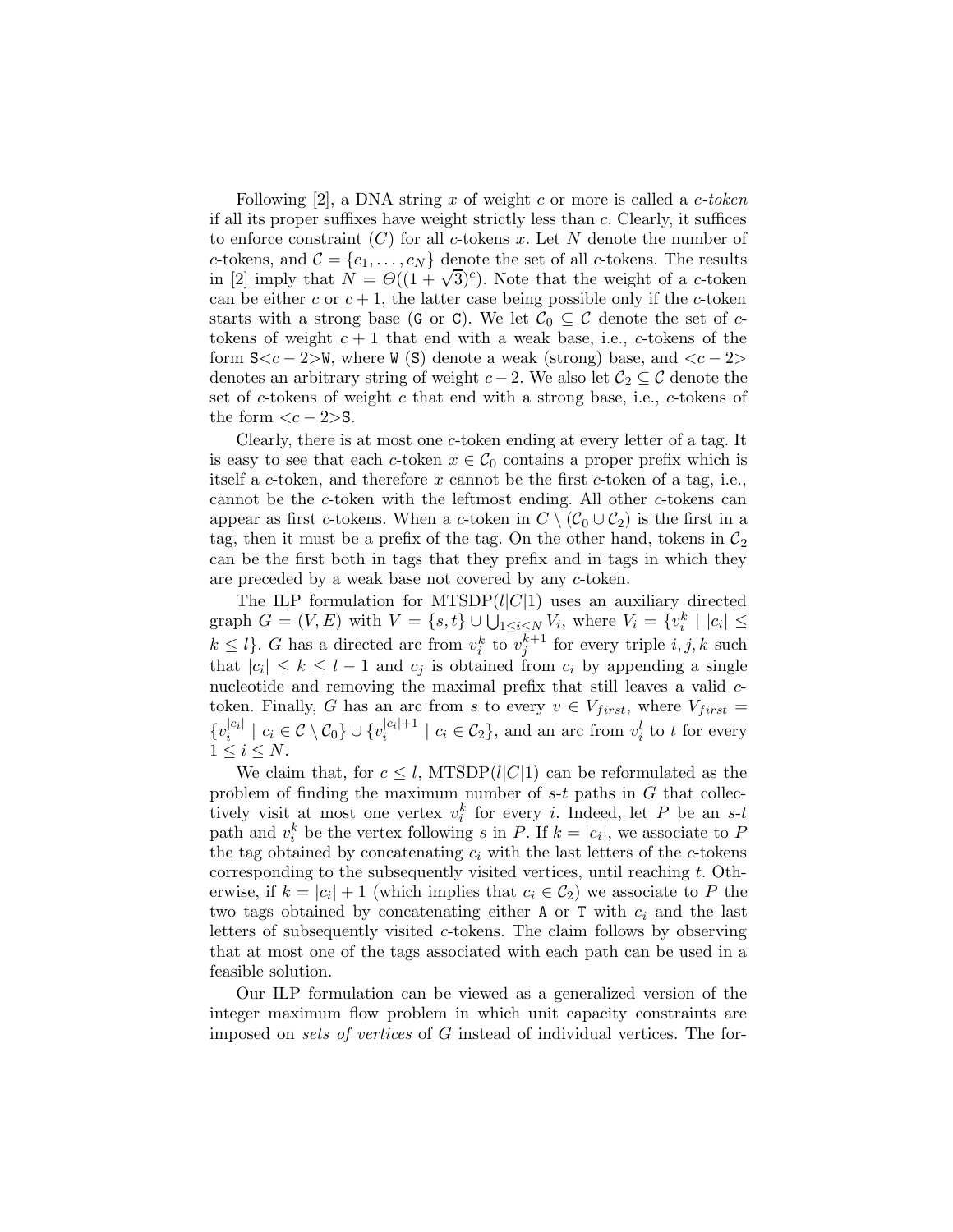Following [2], a DNA string $x$ of weight $c$ or more is called a *c-token* if all its proper suffixes have weight strictly less than $c$. Clearly, it suffices to enforce constraint $(C)$ for all $c$-tokens $x$. Let $N$ denote the number of $c$-tokens, and $\mathcal{C} = \{c_1, \ldots, c_N\}$ denote the set of all $c$-tokens. The results in [2] imply that $N = \Theta((1+\sqrt{3})^c)$. Note that the weight of a $c$-token can be either $c$ or $c+1$, the latter case being possible only if the $c$-token starts with a strong base (G or C). We let $\mathcal{C}_0 \subseteq \mathcal{C}$ denote the set of $c$-tokens of weight $c+1$ that end with a weak base, i.e., $c$-tokens of the form S$<c-2>$W, where W (S) denote a weak (strong) base, and $<c-2>$ denotes an arbitrary string of weight $c-2$. We also let $\mathcal{C}_2 \subseteq \mathcal{C}$ denote the set of $c$-tokens of weight $c$ that end with a strong base, i.e., $c$-tokens of the form $<c-2>$S.

Clearly, there is at most one $c$-token ending at every letter of a tag. It is easy to see that each $c$-token $x \in \mathcal{C}_0$ contains a proper prefix which is itself a $c$-token, and therefore $x$ cannot be the first $c$-token of a tag, i.e., cannot be the $c$-token with the leftmost ending. All other $c$-tokens can appear as first $c$-tokens. When a $c$-token in $C \setminus (\mathcal{C}_0 \cup \mathcal{C}_2)$ is the first in a tag, then it must be a prefix of the tag. On the other hand, tokens in $\mathcal{C}_2$ can be the first both in tags that they prefix and in tags in which they are preceded by a weak base not covered by any $c$-token.

The ILP formulation for MTSDP$(l|C|1)$ uses an auxiliary directed graph $G = (V, E)$ with $V = \{s, t\} \cup \bigcup_{1 \le i \le N} V_i$, where $V_i = \{v_i^k \mid |c_i| \le k \le l\}$. $G$ has a directed arc from $v_i^k$ to $v_j^{k+1}$ for every triple $i, j, k$ such that $|c_i| \le k \le l-1$ and $c_j$ is obtained from $c_i$ by appending a single nucleotide and removing the maximal prefix that still leaves a valid $c$-token. Finally, $G$ has an arc from $s$ to every $v \in V_{first}$, where $V_{first} = \{v_i^{|c_i|} \mid c_i \in \mathcal{C} \setminus \mathcal{C}_0\} \cup \{v_i^{|c_i|+1} \mid c_i \in \mathcal{C}_2\}$, and an arc from $v_i^l$ to $t$ for every $1 \le i \le N$.

We claim that, for $c \le l$, MTSDP$(l|C|1)$ can be reformulated as the problem of finding the maximum number of $s$-$t$ paths in $G$ that collectively visit at most one vertex $v_i^k$ for every $i$. Indeed, let $P$ be an $s$-$t$ path and $v_i^k$ be the vertex following $s$ in $P$. If $k = |c_i|$, we associate to $P$ the tag obtained by concatenating $c_i$ with the last letters of the $c$-tokens corresponding to the subsequently visited vertices, until reaching $t$. Otherwise, if $k = |c_i| + 1$ (which implies that $c_i \in \mathcal{C}_2$) we associate to $P$ the two tags obtained by concatenating either A or T with $c_i$ and the last letters of subsequently visited $c$-tokens. The claim follows by observing that at most one of the tags associated with each path can be used in a feasible solution.

Our ILP formulation can be viewed as a generalized version of the integer maximum flow problem in which unit capacity constraints are imposed on *sets of vertices* of $G$ instead of individual vertices. The for-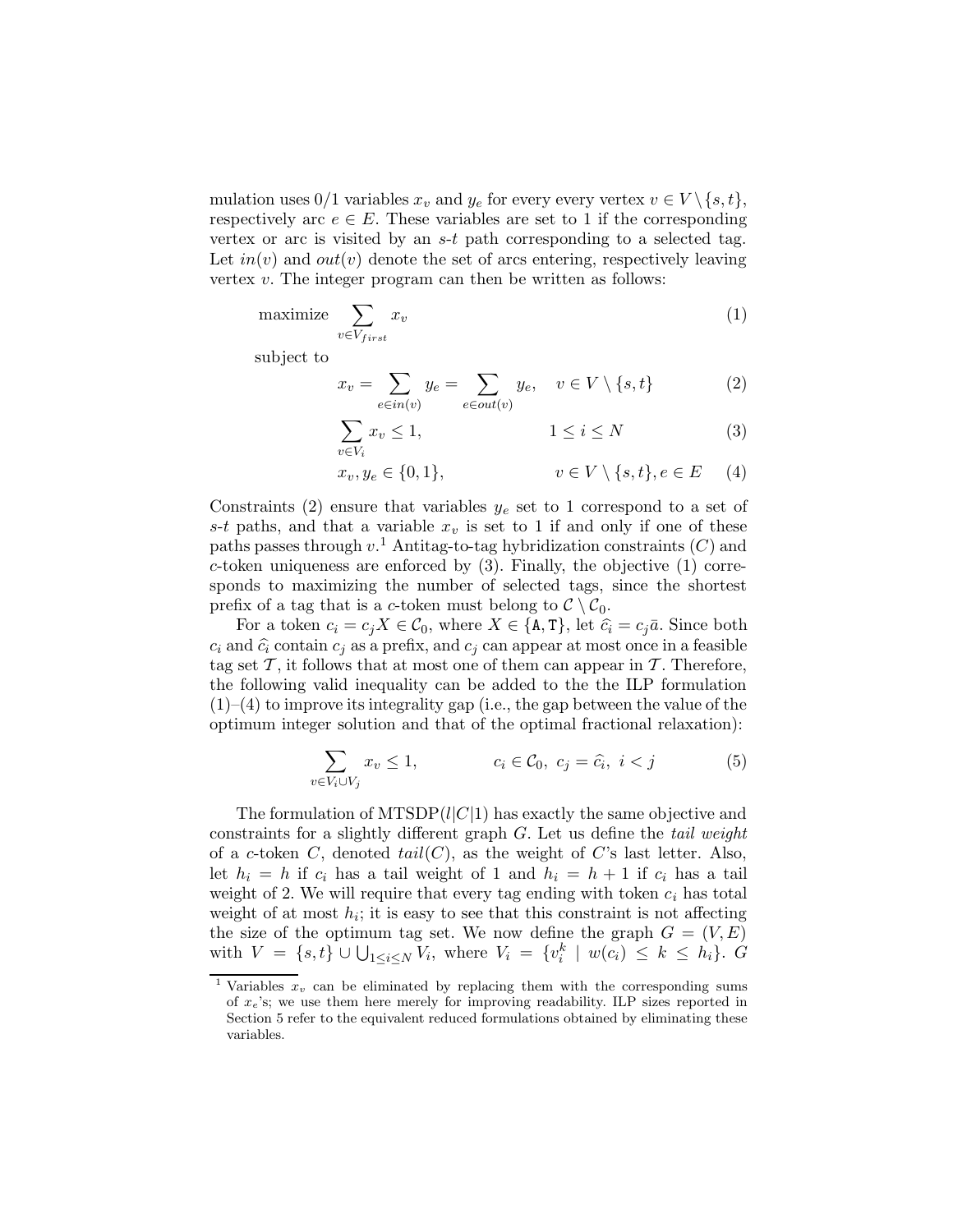mulation uses 0/1 variables $x_v$ and $y_e$ for every every vertex $v \in V \setminus \{s,t\}$, respectively arc $e \in E$. These variables are set to 1 if the corresponding vertex or arc is visited by an $s$-$t$ path corresponding to a selected tag. Let $in(v)$ and $out(v)$ denote the set of arcs entering, respectively leaving vertex $v$. The integer program can then be written as follows:

$$\text{maximize} \quad \sum_{v \in V_{first}} x_v \tag{1}$$

subject to

$$x_v = \sum_{e \in in(v)} y_e = \sum_{e \in out(v)} y_e, \quad v \in V \setminus \{s,t\} \tag{2}$$

$$\sum_{v \in V_i} x_v \leq 1, \qquad 1 \leq i \leq N \tag{3}$$

$$x_v, y_e \in \{0,1\}, \qquad v \in V \setminus \{s,t\}, e \in E \tag{4}$$

Constraints (2) ensure that variables $y_e$ set to 1 correspond to a set of $s$-$t$ paths, and that a variable $x_v$ is set to 1 if and only if one of these paths passes through $v$.[1] Antitag-to-tag hybridization constraints ($C$) and $c$-token uniqueness are enforced by (3). Finally, the objective (1) corresponds to maximizing the number of selected tags, since the shortest prefix of a tag that is a $c$-token must belong to $\mathcal{C} \setminus \mathcal{C}_0$.

For a token $c_i = c_j X \in \mathcal{C}_0$, where $X \in \{\mathtt{A}, \mathtt{T}\}$, let $\widehat{c_i} = c_j \bar{a}$. Since both $c_i$ and $\widehat{c_i}$ contain $c_j$ as a prefix, and $c_j$ can appear at most once in a feasible tag set $\mathcal{T}$, it follows that at most one of them can appear in $\mathcal{T}$. Therefore, the following valid inequality can be added to the the ILP formulation (1)–(4) to improve its integrality gap (i.e., the gap between the value of the optimum integer solution and that of the optimal fractional relaxation):

$$\sum_{v \in V_i \cup V_j} x_v \leq 1, \qquad c_i \in \mathcal{C}_0,\ c_j = \widehat{c_i},\ i < j \tag{5}$$

The formulation of MTSDP($l|C|1$) has exactly the same objective and constraints for a slightly different graph $G$. Let us define the *tail weight* of a $c$-token $C$, denoted $tail(C)$, as the weight of $C$'s last letter. Also, let $h_i = h$ if $c_i$ has a tail weight of 1 and $h_i = h+1$ if $c_i$ has a tail weight of 2. We will require that every tag ending with token $c_i$ has total weight of at most $h_i$; it is easy to see that this constraint is not affecting the size of the optimum tag set. We now define the graph $G = (V, E)$ with $V = \{s,t\} \cup \bigcup_{1 \leq i \leq N} V_i$, where $V_i = \{v_i^k \mid w(c_i) \leq k \leq h_i\}$. $G$

[1] Variables $x_v$ can be eliminated by replacing them with the corresponding sums of $x_e$'s; we use them here merely for improving readability. ILP sizes reported in Section 5 refer to the equivalent reduced formulations obtained by eliminating these variables.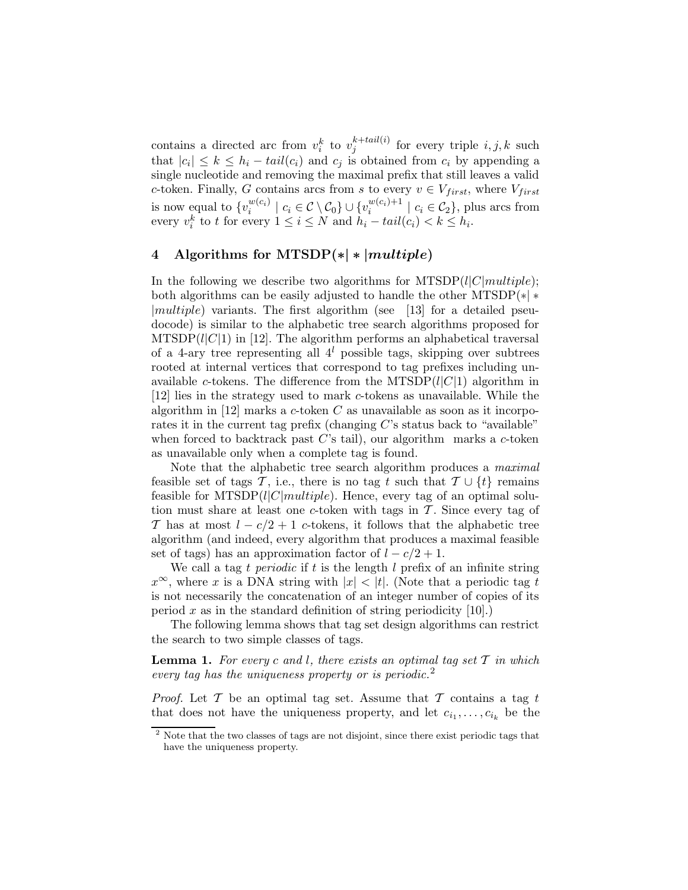contains a directed arc from $v_i^k$ to $v_j^{k+tail(i)}$ for every triple $i, j, k$ such that $|c_i| \leq k \leq h_i - tail(c_i)$ and $c_j$ is obtained from $c_i$ by appending a single nucleotide and removing the maximal prefix that still leaves a valid $c$-token. Finally, $G$ contains arcs from $s$ to every $v \in V_{first}$, where $V_{first}$ is now equal to $\{v_i^{w(c_i)} \mid c_i \in \mathcal{C} \setminus \mathcal{C}_0\} \cup \{v_i^{w(c_i)+1} \mid c_i \in \mathcal{C}_2\}$, plus arcs from every $v_i^k$ to $t$ for every $1 \leq i \leq N$ and $h_i - tail(c_i) < k \leq h_i$.

## 4 Algorithms for MTSDP($*|*|multiple$)

In the following we describe two algorithms for MTSDP($l|C|multiple$); both algorithms can be easily adjusted to handle the other MTSDP($*|*|multiple$) variants. The first algorithm (see [13] for a detailed pseudocode) is similar to the alphabetic tree search algorithms proposed for MTSDP($l|C|1$) in [12]. The algorithm performs an alphabetical traversal of a 4-ary tree representing all $4^l$ possible tags, skipping over subtrees rooted at internal vertices that correspond to tag prefixes including unavailable $c$-tokens. The difference from the MTSDP($l|C|1$) algorithm in [12] lies in the strategy used to mark $c$-tokens as unavailable. While the algorithm in [12] marks a $c$-token $C$ as unavailable as soon as it incorporates it in the current tag prefix (changing $C$'s status back to "available" when forced to backtrack past $C$'s tail), our algorithm marks a $c$-token as unavailable only when a complete tag is found.

Note that the alphabetic tree search algorithm produces a *maximal* feasible set of tags $\mathcal{T}$, i.e., there is no tag $t$ such that $\mathcal{T} \cup \{t\}$ remains feasible for MTSDP($l|C|multiple$). Hence, every tag of an optimal solution must share at least one $c$-token with tags in $\mathcal{T}$. Since every tag of $\mathcal{T}$ has at most $l - c/2 + 1$ $c$-tokens, it follows that the alphabetic tree algorithm (and indeed, every algorithm that produces a maximal feasible set of tags) has an approximation factor of $l - c/2 + 1$.

We call a tag $t$ *periodic* if $t$ is the length $l$ prefix of an infinite string $x^\infty$, where $x$ is a DNA string with $|x| < |t|$. (Note that a periodic tag $t$ is not necessarily the concatenation of an integer number of copies of its period $x$ as in the standard definition of string periodicity [10].)

The following lemma shows that tag set design algorithms can restrict the search to two simple classes of tags.

**Lemma 1.** *For every $c$ and $l$, there exists an optimal tag set $\mathcal{T}$ in which every tag has the uniqueness property or is periodic.*[2]

*Proof.* Let $\mathcal{T}$ be an optimal tag set. Assume that $\mathcal{T}$ contains a tag $t$ that does not have the uniqueness property, and let $c_{i_1}, \ldots, c_{i_k}$ be the

[2] Note that the two classes of tags are not disjoint, since there exist periodic tags that have the uniqueness property.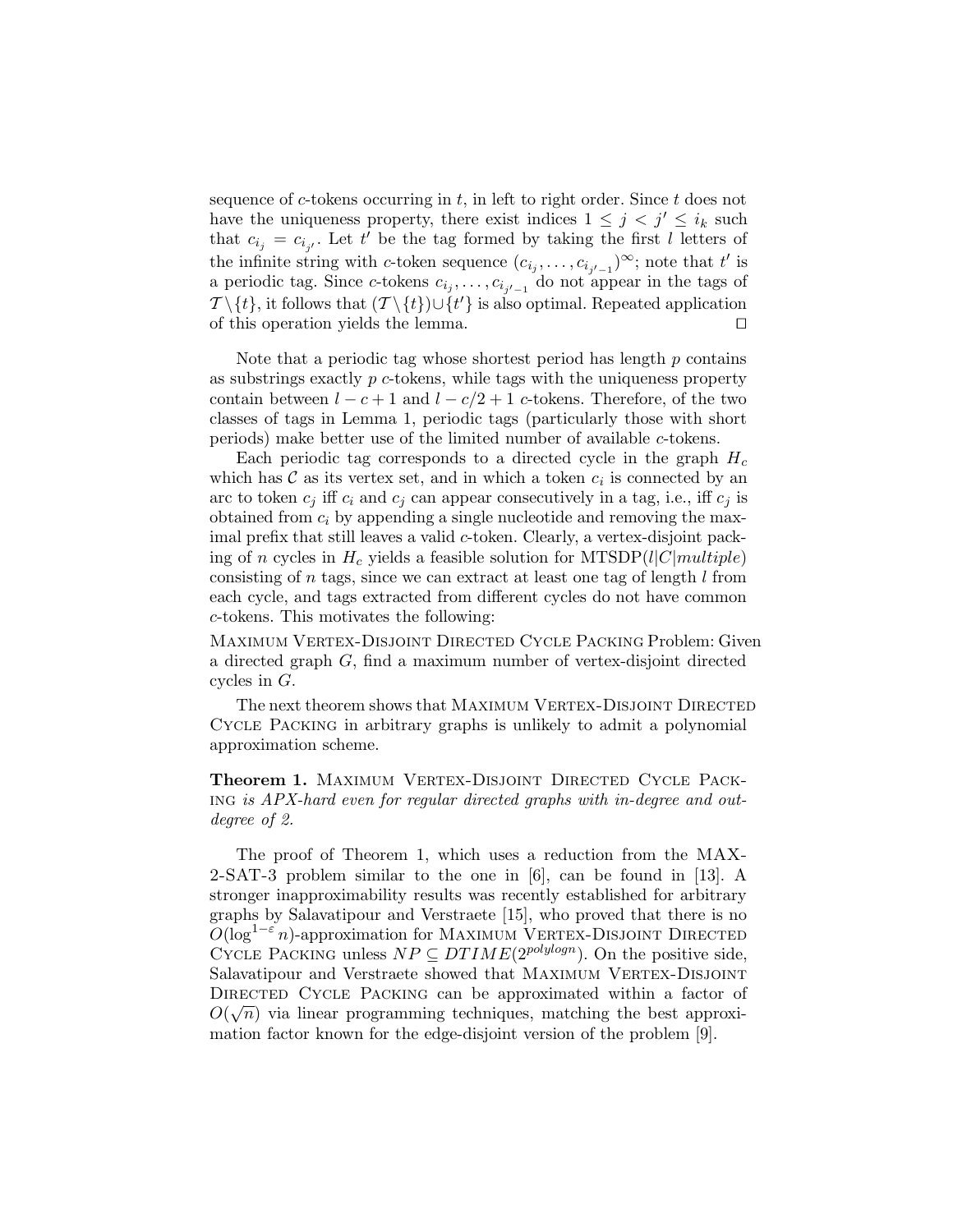sequence of $c$-tokens occurring in $t$, in left to right order. Since $t$ does not have the uniqueness property, there exist indices $1 \leq j < j' \leq i_k$ such that $c_{i_j} = c_{i_{j'}}$. Let $t'$ be the tag formed by taking the first $l$ letters of the infinite string with $c$-token sequence $(c_{i_j}, \ldots, c_{i_{j'-1}})^\infty$; note that $t'$ is a periodic tag. Since $c$-tokens $c_{i_j}, \ldots, c_{i_{j'-1}}$ do not appear in the tags of $\mathcal{T} \setminus \{t\}$, it follows that $(\mathcal{T} \setminus \{t\}) \cup \{t'\}$ is also optimal. Repeated application of this operation yields the lemma. $\square$

Note that a periodic tag whose shortest period has length $p$ contains as substrings exactly $p$ $c$-tokens, while tags with the uniqueness property contain between $l - c + 1$ and $l - c/2 + 1$ $c$-tokens. Therefore, of the two classes of tags in Lemma 1, periodic tags (particularly those with short periods) make better use of the limited number of available $c$-tokens.

Each periodic tag corresponds to a directed cycle in the graph $H_c$ which has $\mathcal{C}$ as its vertex set, and in which a token $c_i$ is connected by an arc to token $c_j$ iff $c_i$ and $c_j$ can appear consecutively in a tag, i.e., iff $c_j$ is obtained from $c_i$ by appending a single nucleotide and removing the maximal prefix that still leaves a valid $c$-token. Clearly, a vertex-disjoint packing of $n$ cycles in $H_c$ yields a feasible solution for MTSDP($l|C|multiple$) consisting of $n$ tags, since we can extract at least one tag of length $l$ from each cycle, and tags extracted from different cycles do not have common $c$-tokens. This motivates the following:

MAXIMUM VERTEX-DISJOINT DIRECTED CYCLE PACKING Problem: Given a directed graph $G$, find a maximum number of vertex-disjoint directed cycles in $G$.

The next theorem shows that MAXIMUM VERTEX-DISJOINT DIRECTED CYCLE PACKING in arbitrary graphs is unlikely to admit a polynomial approximation scheme.

**Theorem 1.** MAXIMUM VERTEX-DISJOINT DIRECTED CYCLE PACKING *is APX-hard even for regular directed graphs with in-degree and out-degree of 2.*

The proof of Theorem 1, which uses a reduction from the MAX-2-SAT-3 problem similar to the one in [6], can be found in [13]. A stronger inapproximability results was recently established for arbitrary graphs by Salavatipour and Verstraete [15], who proved that there is no $O(\log^{1-\varepsilon} n)$-approximation for MAXIMUM VERTEX-DISJOINT DIRECTED CYCLE PACKING unless $NP \subseteq DTIME(2^{polylogn})$. On the positive side, Salavatipour and Verstraete showed that MAXIMUM VERTEX-DISJOINT DIRECTED CYCLE PACKING can be approximated within a factor of $O(\sqrt{n})$ via linear programming techniques, matching the best approximation factor known for the edge-disjoint version of the problem [9].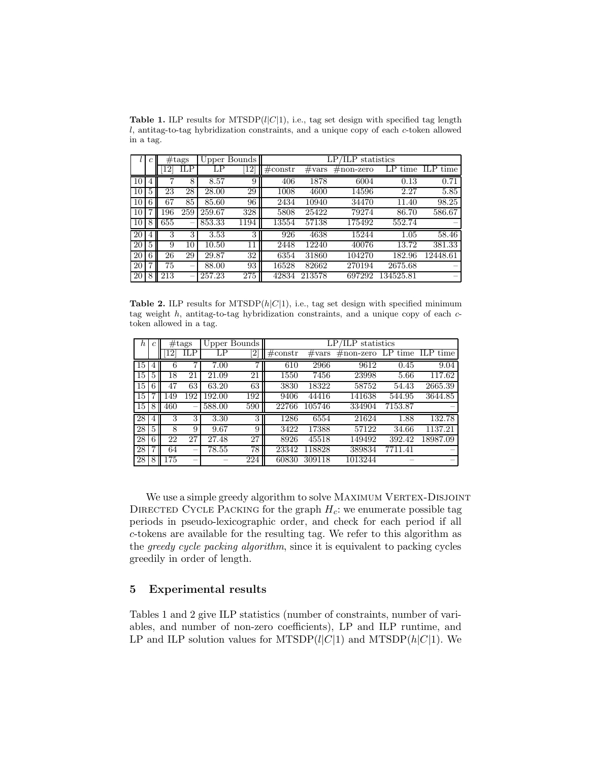**Table 1.** ILP results for MTSDP($l|C|1$), i.e., tag set design with specified tag length $l$, antitag-to-tag hybridization constraints, and a unique copy of each $c$-token allowed in a tag.

| $l$ | $c$ | #tags | | Upper Bounds | | LP/ILP statistics | | | | |
|---|---|---|---|---|---|---|---|---|---|---|
| | | [12] | ILP | LP | [12] | #constr | #vars | #non-zero | LP time | ILP time |
| 10 | 4 | 7 | 8 | 8.57 | 9 | 406 | 1878 | 6004 | 0.13 | 0.71 |
| 10 | 5 | 23 | 28 | 28.00 | 29 | 1008 | 4600 | 14596 | 2.27 | 5.85 |
| 10 | 6 | 67 | 85 | 85.60 | 96 | 2434 | 10940 | 34470 | 11.40 | 98.25 |
| 10 | 7 | 196 | 259 | 259.67 | 328 | 5808 | 25422 | 79274 | 86.70 | 586.67 |
| 10 | 8 | 655 | – | 853.33 | 1194 | 13554 | 57138 | 175492 | 552.74 | – |
| 20 | 4 | 3 | 3 | 3.53 | 3 | 926 | 4638 | 15244 | 1.05 | 58.46 |
| 20 | 5 | 9 | 10 | 10.50 | 11 | 2448 | 12240 | 40076 | 13.72 | 381.33 |
| 20 | 6 | 26 | 29 | 29.87 | 32 | 6354 | 31860 | 104270 | 182.96 | 12448.61 |
| 20 | 7 | 75 | – | 88.00 | 93 | 16528 | 82662 | 270194 | 2675.68 | – |
| 20 | 8 | 213 | – | 257.23 | 275 | 42834 | 213578 | 697292 | 134525.81 | – |

**Table 2.** ILP results for MTSDP($h|C|1$), i.e., tag set design with specified minimum tag weight $h$, antitag-to-tag hybridization constraints, and a unique copy of each $c$-token allowed in a tag.

| $h$ | $c$ | #tags | | Upper Bounds | | LP/ILP statistics | | | | |
|---|---|---|---|---|---|---|---|---|---|---|
| | | [12] | ILP | LP | [2] | #constr | #vars | #non-zero | LP time | ILP time |
| 15 | 4 | 6 | 7 | 7.00 | 7 | 610 | 2966 | 9612 | 0.45 | 9.04 |
| 15 | 5 | 18 | 21 | 21.09 | 21 | 1550 | 7456 | 23998 | 5.66 | 117.62 |
| 15 | 6 | 47 | 63 | 63.20 | 63 | 3830 | 18322 | 58752 | 54.43 | 2665.39 |
| 15 | 7 | 149 | 192 | 192.00 | 192 | 9406 | 44416 | 141638 | 544.95 | 3644.85 |
| 15 | 8 | 460 | – | 588.00 | 590 | 22766 | 105746 | 334904 | 7153.87 | – |
| 28 | 4 | 3 | 3 | 3.30 | 3 | 1286 | 6554 | 21624 | 1.88 | 132.78 |
| 28 | 5 | 8 | 9 | 9.67 | 9 | 3422 | 17388 | 57122 | 34.66 | 1137.21 |
| 28 | 6 | 22 | 27 | 27.48 | 27 | 8926 | 45518 | 149492 | 392.42 | 18987.09 |
| 28 | 7 | 64 | – | 78.55 | 78 | 23342 | 118828 | 389834 | 7711.41 | – |
| 28 | 8 | 175 | – | – | 224 | 60830 | 309118 | 1013244 | – | – |

We use a simple greedy algorithm to solve Maximum Vertex-Disjoint Directed Cycle Packing for the graph $H_c$: we enumerate possible tag periods in pseudo-lexicographic order, and check for each period if all $c$-tokens are available for the resulting tag. We refer to this algorithm as the *greedy cycle packing algorithm*, since it is equivalent to packing cycles greedily in order of length.

## 5 Experimental results

Tables 1 and 2 give ILP statistics (number of constraints, number of variables, and number of non-zero coefficients), LP and ILP runtime, and LP and ILP solution values for MTSDP($l|C|1$) and MTSDP($h|C|1$). We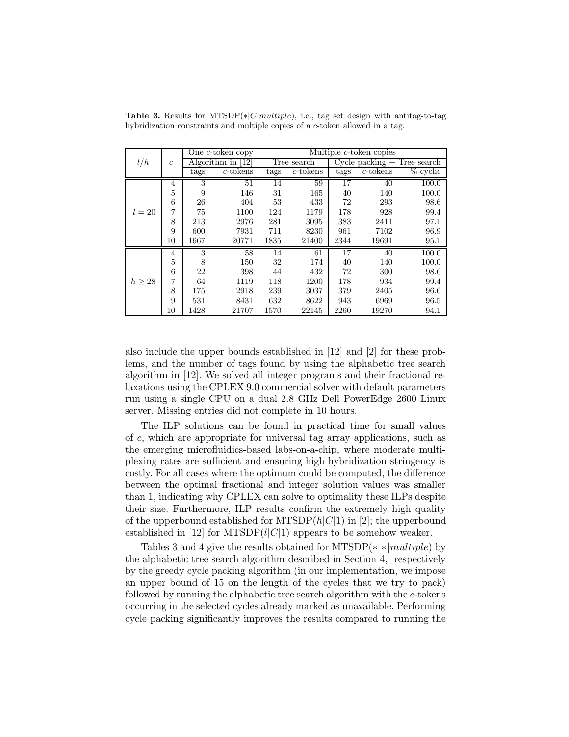**Table 3.** Results for MTSDP($*|C|multiple$), i.e., tag set design with antitag-to-tag hybridization constraints and multiple copies of a $c$-token allowed in a tag.

| $l/h$ | $c$ | One $c$-token copy | | Multiple $c$-token copies | | | | |
|---|---|---|---|---|---|---|---|---|
| | | Algorithm in [12] | | Tree search | | Cycle packing + Tree search | | |
| | | tags | $c$-tokens | tags | $c$-tokens | tags | $c$-tokens | % cyclic |
| $l = 20$ | 4 | 3 | 51 | 14 | 59 | 17 | 40 | 100.0 |
| | 5 | 9 | 146 | 31 | 165 | 40 | 140 | 100.0 |
| | 6 | 26 | 404 | 53 | 433 | 72 | 293 | 98.6 |
| | 7 | 75 | 1100 | 124 | 1179 | 178 | 928 | 99.4 |
| | 8 | 213 | 2976 | 281 | 3095 | 383 | 2411 | 97.1 |
| | 9 | 600 | 7931 | 711 | 8230 | 961 | 7102 | 96.9 |
| | 10 | 1667 | 20771 | 1835 | 21400 | 2344 | 19691 | 95.1 |
| $h \geq 28$ | 4 | 3 | 58 | 14 | 61 | 17 | 40 | 100.0 |
| | 5 | 8 | 150 | 32 | 174 | 40 | 140 | 100.0 |
| | 6 | 22 | 398 | 44 | 432 | 72 | 300 | 98.6 |
| | 7 | 64 | 1119 | 118 | 1200 | 178 | 934 | 99.4 |
| | 8 | 175 | 2918 | 239 | 3037 | 379 | 2405 | 96.6 |
| | 9 | 531 | 8431 | 632 | 8622 | 943 | 6969 | 96.5 |
| | 10 | 1428 | 21707 | 1570 | 22145 | 2260 | 19270 | 94.1 |

also include the upper bounds established in [12] and [2] for these problems, and the number of tags found by using the alphabetic tree search algorithm in [12]. We solved all integer programs and their fractional relaxations using the CPLEX 9.0 commercial solver with default parameters run using a single CPU on a dual 2.8 GHz Dell PowerEdge 2600 Linux server. Missing entries did not complete in 10 hours.

The ILP solutions can be found in practical time for small values of $c$, which are appropriate for universal tag array applications, such as the emerging microfluidics-based labs-on-a-chip, where moderate multiplexing rates are sufficient and ensuring high hybridization stringency is costly. For all cases where the optimum could be computed, the difference between the optimal fractional and integer solution values was smaller than 1, indicating why CPLEX can solve to optimality these ILPs despite their size. Furthermore, ILP results confirm the extremely high quality of the upperbound established for MTSDP($h|C|1$) in [2]; the upperbound established in [12] for MTSDP($l|C|1$) appears to be somehow weaker.

Tables 3 and 4 give the results obtained for MTSDP($*|*|multiple$) by the alphabetic tree search algorithm described in Section 4, respectively by the greedy cycle packing algorithm (in our implementation, we impose an upper bound of 15 on the length of the cycles that we try to pack) followed by running the alphabetic tree search algorithm with the $c$-tokens occurring in the selected cycles already marked as unavailable. Performing cycle packing significantly improves the results compared to running the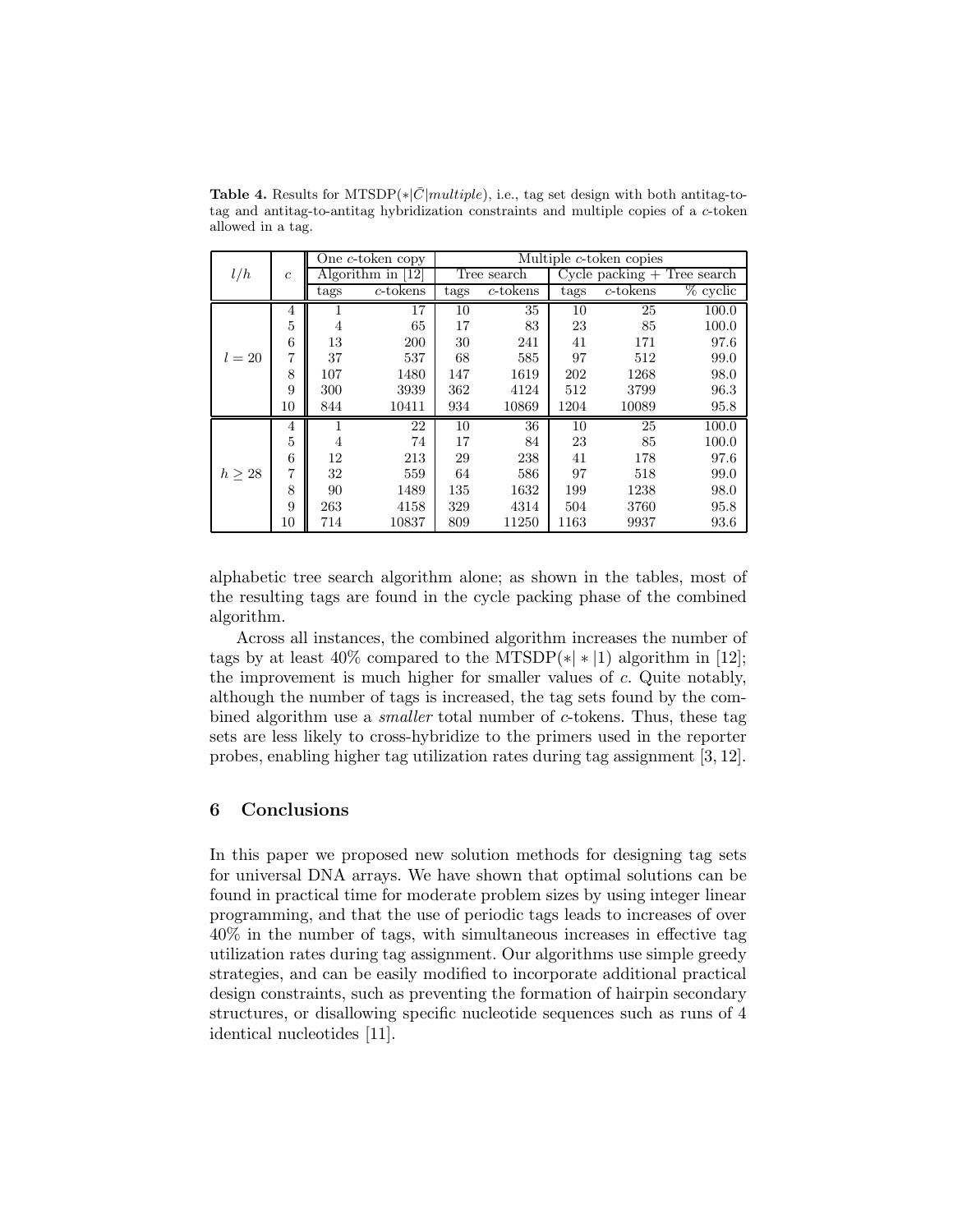**Table 4.** Results for MTSDP($*|\bar{C}|multiple$), i.e., tag set design with both antitag-to-tag and antitag-to-antitag hybridization constraints and multiple copies of a $c$-token allowed in a tag.

| $l/h$ | $c$ | One $c$-token copy | | Multiple $c$-token copies | | | | |
|---|---|---|---|---|---|---|---|---|
| | | Algorithm in [12] | | Tree search | | Cycle packing + Tree search | | |
| | | tags | $c$-tokens | tags | $c$-tokens | tags | $c$-tokens | % cyclic |
| $l = 20$ | 4 | 1 | 17 | 10 | 35 | 10 | 25 | 100.0 |
| | 5 | 4 | 65 | 17 | 83 | 23 | 85 | 100.0 |
| | 6 | 13 | 200 | 30 | 241 | 41 | 171 | 97.6 |
| | 7 | 37 | 537 | 68 | 585 | 97 | 512 | 99.0 |
| | 8 | 107 | 1480 | 147 | 1619 | 202 | 1268 | 98.0 |
| | 9 | 300 | 3939 | 362 | 4124 | 512 | 3799 | 96.3 |
| | 10 | 844 | 10411 | 934 | 10869 | 1204 | 10089 | 95.8 |
| $h \geq 28$ | 4 | 1 | 22 | 10 | 36 | 10 | 25 | 100.0 |
| | 5 | 4 | 74 | 17 | 84 | 23 | 85 | 100.0 |
| | 6 | 12 | 213 | 29 | 238 | 41 | 178 | 97.6 |
| | 7 | 32 | 559 | 64 | 586 | 97 | 518 | 99.0 |
| | 8 | 90 | 1489 | 135 | 1632 | 199 | 1238 | 98.0 |
| | 9 | 263 | 4158 | 329 | 4314 | 504 | 3760 | 95.8 |
| | 10 | 714 | 10837 | 809 | 11250 | 1163 | 9937 | 93.6 |

alphabetic tree search algorithm alone; as shown in the tables, most of the resulting tags are found in the cycle packing phase of the combined algorithm.

Across all instances, the combined algorithm increases the number of tags by at least 40% compared to the MTSDP($*|*|1$) algorithm in [12]; the improvement is much higher for smaller values of $c$. Quite notably, although the number of tags is increased, the tag sets found by the combined algorithm use a *smaller* total number of $c$-tokens. Thus, these tag sets are less likely to cross-hybridize to the primers used in the reporter probes, enabling higher tag utilization rates during tag assignment [3, 12].

## 6 Conclusions

In this paper we proposed new solution methods for designing tag sets for universal DNA arrays. We have shown that optimal solutions can be found in practical time for moderate problem sizes by using integer linear programming, and that the use of periodic tags leads to increases of over 40% in the number of tags, with simultaneous increases in effective tag utilization rates during tag assignment. Our algorithms use simple greedy strategies, and can be easily modified to incorporate additional practical design constraints, such as preventing the formation of hairpin secondary structures, or disallowing specific nucleotide sequences such as runs of 4 identical nucleotides [11].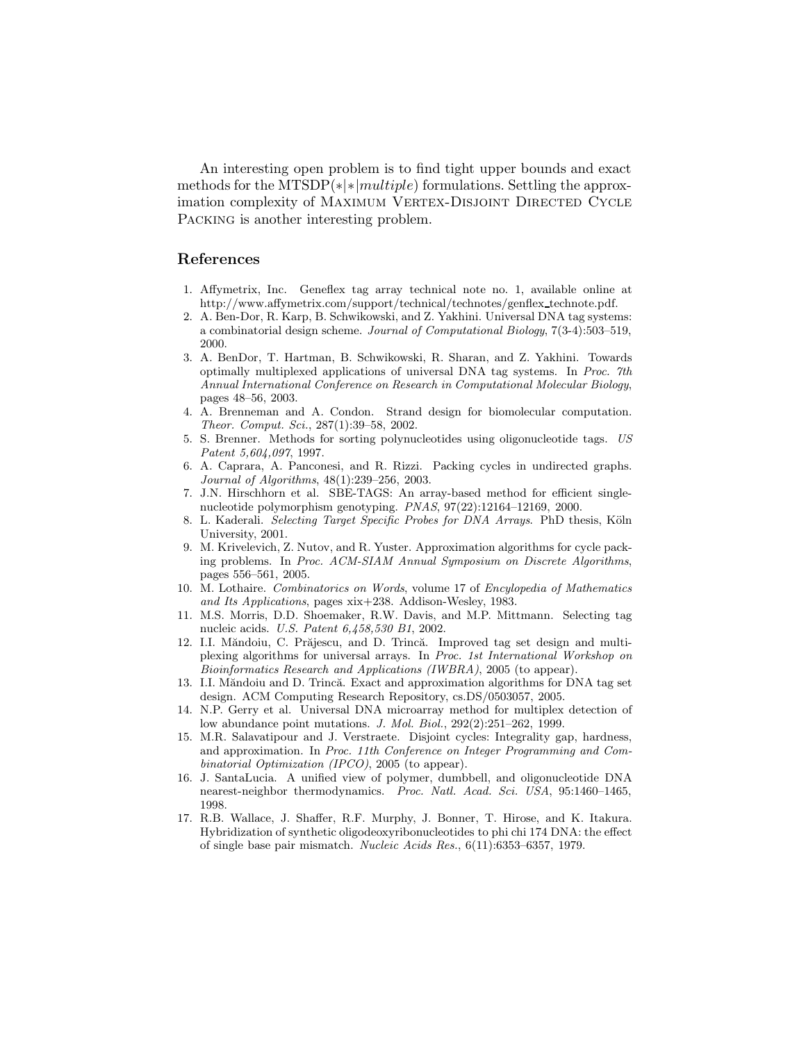An interesting open problem is to find tight upper bounds and exact methods for the MTSDP($*|*|multiple$) formulations. Settling the approximation complexity of Maximum Vertex-Disjoint Directed Cycle Packing is another interesting problem.

## References

1. Affymetrix, Inc. Geneflex tag array technical note no. 1, available online at http://www.affymetrix.com/support/technical/technotes/genflex_technote.pdf.
2. A. Ben-Dor, R. Karp, B. Schwikowski, and Z. Yakhini. Universal DNA tag systems: a combinatorial design scheme. *Journal of Computational Biology*, 7(3-4):503–519, 2000.
3. A. BenDor, T. Hartman, B. Schwikowski, R. Sharan, and Z. Yakhini. Towards optimally multiplexed applications of universal DNA tag systems. In *Proc. 7th Annual International Conference on Research in Computational Molecular Biology*, pages 48–56, 2003.
4. A. Brenneman and A. Condon. Strand design for biomolecular computation. *Theor. Comput. Sci.*, 287(1):39–58, 2002.
5. S. Brenner. Methods for sorting polynucleotides using oligonucleotide tags. *US Patent 5,604,097*, 1997.
6. A. Caprara, A. Panconesi, and R. Rizzi. Packing cycles in undirected graphs. *Journal of Algorithms*, 48(1):239–256, 2003.
7. J.N. Hirschhorn et al. SBE-TAGS: An array-based method for efficient single-nucleotide polymorphism genotyping. *PNAS*, 97(22):12164–12169, 2000.
8. L. Kaderali. *Selecting Target Specific Probes for DNA Arrays*. PhD thesis, Köln University, 2001.
9. M. Krivelevich, Z. Nutov, and R. Yuster. Approximation algorithms for cycle packing problems. In *Proc. ACM-SIAM Annual Symposium on Discrete Algorithms*, pages 556–561, 2005.
10. M. Lothaire. *Combinatorics on Words*, volume 17 of *Encylopedia of Mathematics and Its Applications*, pages xix+238. Addison-Wesley, 1983.
11. M.S. Morris, D.D. Shoemaker, R.W. Davis, and M.P. Mittmann. Selecting tag nucleic acids. *U.S. Patent 6,458,530 B1*, 2002.
12. I.I. Măndoiu, C. Prăjescu, and D. Trincă. Improved tag set design and multiplexing algorithms for universal arrays. In *Proc. 1st International Workshop on Bioinformatics Research and Applications (IWBRA)*, 2005 (to appear).
13. I.I. Măndoiu and D. Trincă. Exact and approximation algorithms for DNA tag set design. ACM Computing Research Repository, cs.DS/0503057, 2005.
14. N.P. Gerry et al. Universal DNA microarray method for multiplex detection of low abundance point mutations. *J. Mol. Biol.*, 292(2):251–262, 1999.
15. M.R. Salavatipour and J. Verstraete. Disjoint cycles: Integrality gap, hardness, and approximation. In *Proc. 11th Conference on Integer Programming and Combinatorial Optimization (IPCO)*, 2005 (to appear).
16. J. SantaLucia. A unified view of polymer, dumbbell, and oligonucleotide DNA nearest-neighbor thermodynamics. *Proc. Natl. Acad. Sci. USA*, 95:1460–1465, 1998.
17. R.B. Wallace, J. Shaffer, R.F. Murphy, J. Bonner, T. Hirose, and K. Itakura. Hybridization of synthetic oligodeoxyribonucleotides to phi chi 174 DNA: the effect of single base pair mismatch. *Nucleic Acids Res.*, 6(11):6353–6357, 1979.